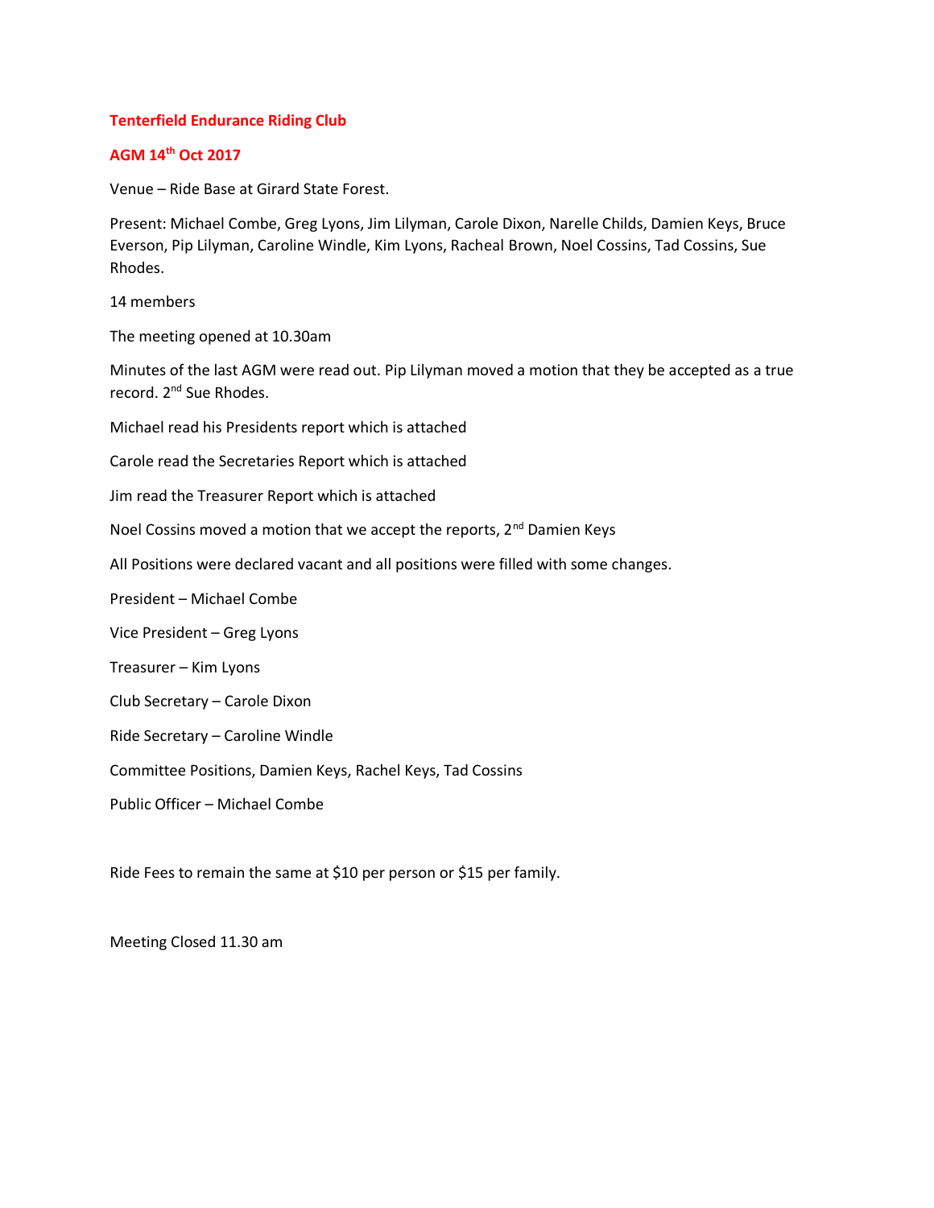# Tenterfield Endurance Riding Club

## AGM 14th Oct 2017

Venue – Ride Base at Girard State Forest.

Present: Michael Combe, Greg Lyons, Jim Lilyman, Carole Dixon, Narelle Childs, Damien Keys, Bruce Everson, Pip Lilyman, Caroline Windle, Kim Lyons, Racheal Brown, Noel Cossins, Tad Cossins, Sue Rhodes.

14 members

The meeting opened at 10.30am

Minutes of the last AGM were read out. Pip Lilyman moved a motion that they be accepted as a true record. 2nd Sue Rhodes.

Michael read his Presidents report which is attached

Carole read the Secretaries Report which is attached

Jim read the Treasurer Report which is attached

Noel Cossins moved a motion that we accept the reports, 2nd Damien Keys

All Positions were declared vacant and all positions were filled with some changes.

President – Michael Combe

Vice President – Greg Lyons

Treasurer – Kim Lyons

Club Secretary – Carole Dixon

Ride Secretary – Caroline Windle

Committee Positions, Damien Keys, Rachel Keys, Tad Cossins

Public Officer – Michael Combe

Ride Fees to remain the same at $10 per person or $15 per family.

Meeting Closed 11.30 am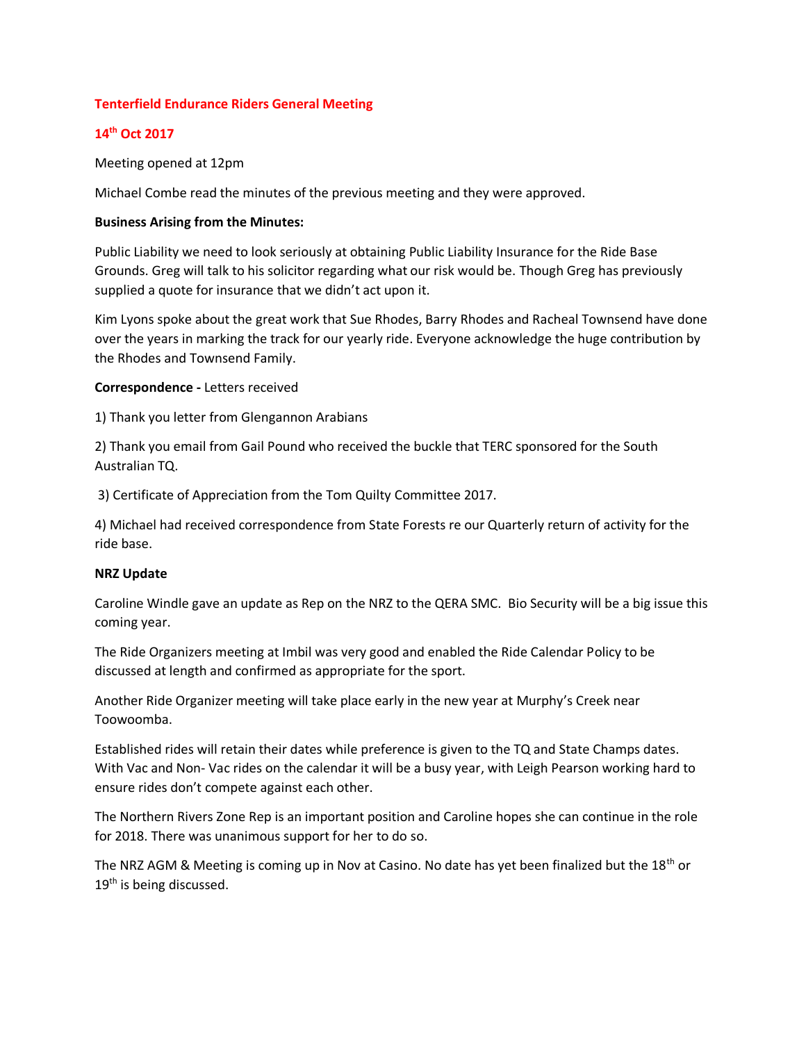**Tenterfield Endurance Riders General Meeting**

**14th Oct 2017**

Meeting opened at 12pm

Michael Combe read the minutes of the previous meeting and they were approved.

**Business Arising from the Minutes:**

Public Liability we need to look seriously at obtaining Public Liability Insurance for the Ride Base Grounds. Greg will talk to his solicitor regarding what our risk would be. Though Greg has previously supplied a quote for insurance that we didn't act upon it.

Kim Lyons spoke about the great work that Sue Rhodes, Barry Rhodes and Racheal Townsend have done over the years in marking the track for our yearly ride. Everyone acknowledge the huge contribution by the Rhodes and Townsend Family.

**Correspondence -** Letters received

1) Thank you letter from Glengannon Arabians

2) Thank you email from Gail Pound who received the buckle that TERC sponsored for the South Australian TQ.

3) Certificate of Appreciation from the Tom Quilty Committee 2017.

4) Michael had received correspondence from State Forests re our Quarterly return of activity for the ride base.

**NRZ Update**

Caroline Windle gave an update as Rep on the NRZ to the QERA SMC. Bio Security will be a big issue this coming year.

The Ride Organizers meeting at Imbil was very good and enabled the Ride Calendar Policy to be discussed at length and confirmed as appropriate for the sport.

Another Ride Organizer meeting will take place early in the new year at Murphy's Creek near Toowoomba.

Established rides will retain their dates while preference is given to the TQ and State Champs dates. With Vac and Non- Vac rides on the calendar it will be a busy year, with Leigh Pearson working hard to ensure rides don't compete against each other.

The Northern Rivers Zone Rep is an important position and Caroline hopes she can continue in the role for 2018. There was unanimous support for her to do so.

The NRZ AGM & Meeting is coming up in Nov at Casino. No date has yet been finalized but the 18th or 19th is being discussed.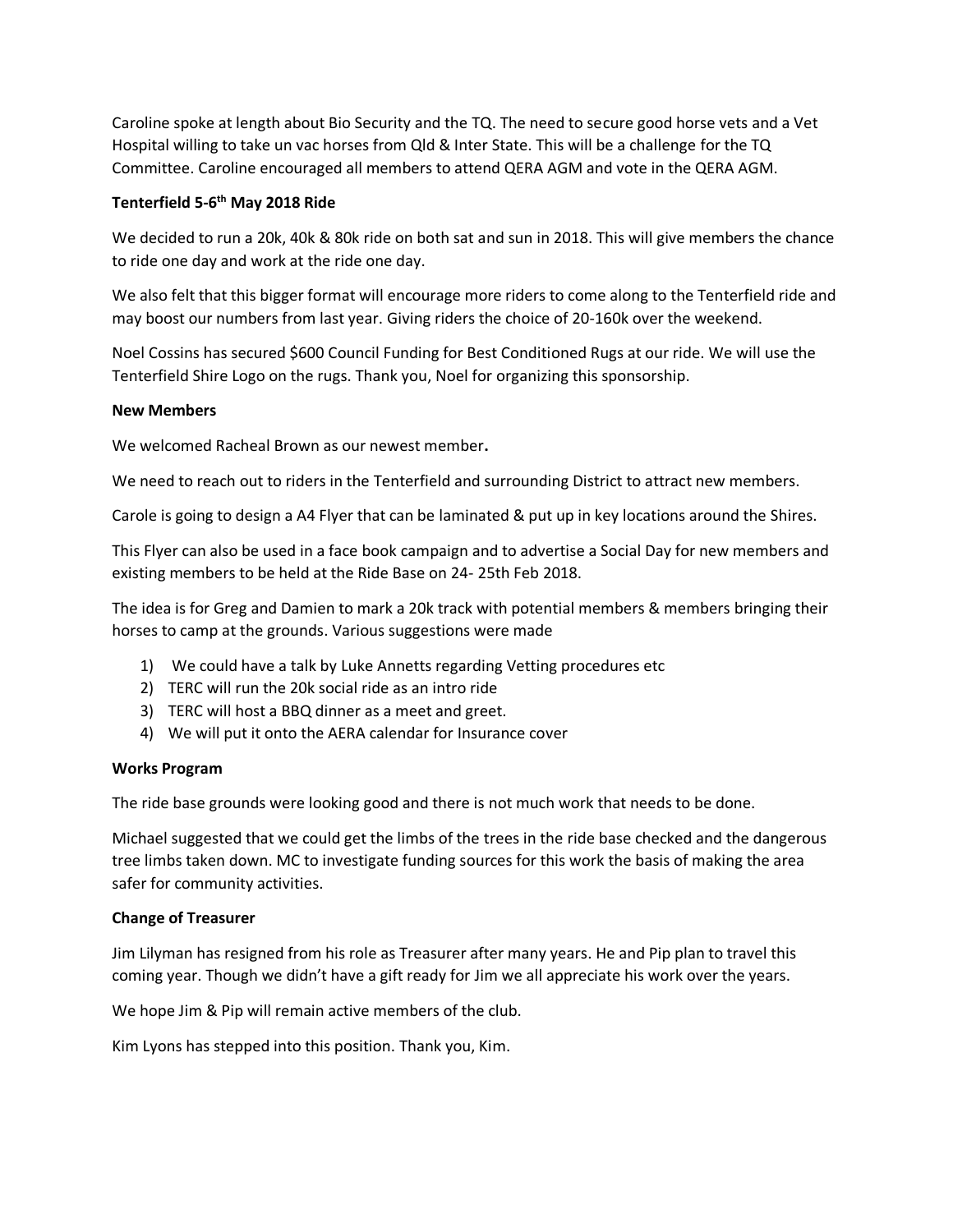Caroline spoke at length about Bio Security and the TQ. The need to secure good horse vets and a Vet Hospital willing to take un vac horses from Qld & Inter State. This will be a challenge for the TQ Committee. Caroline encouraged all members to attend QERA AGM and vote in the QERA AGM.

**Tenterfield 5-6th May 2018 Ride**

We decided to run a 20k, 40k & 80k ride on both sat and sun in 2018. This will give members the chance to ride one day and work at the ride one day.

We also felt that this bigger format will encourage more riders to come along to the Tenterfield ride and may boost our numbers from last year. Giving riders the choice of 20-160k over the weekend.

Noel Cossins has secured $600 Council Funding for Best Conditioned Rugs at our ride. We will use the Tenterfield Shire Logo on the rugs. Thank you, Noel for organizing this sponsorship.

**New Members**

We welcomed Racheal Brown as our newest member**.**

We need to reach out to riders in the Tenterfield and surrounding District to attract new members.

Carole is going to design a A4 Flyer that can be laminated & put up in key locations around the Shires.

This Flyer can also be used in a face book campaign and to advertise a Social Day for new members and existing members to be held at the Ride Base on 24- 25th Feb 2018.

The idea is for Greg and Damien to mark a 20k track with potential members & members bringing their horses to camp at the grounds. Various suggestions were made

1) We could have a talk by Luke Annetts regarding Vetting procedures etc
2) TERC will run the 20k social ride as an intro ride
3) TERC will host a BBQ dinner as a meet and greet.
4) We will put it onto the AERA calendar for Insurance cover

**Works Program**

The ride base grounds were looking good and there is not much work that needs to be done.

Michael suggested that we could get the limbs of the trees in the ride base checked and the dangerous tree limbs taken down. MC to investigate funding sources for this work the basis of making the area safer for community activities.

**Change of Treasurer**

Jim Lilyman has resigned from his role as Treasurer after many years. He and Pip plan to travel this coming year. Though we didn't have a gift ready for Jim we all appreciate his work over the years.

We hope Jim & Pip will remain active members of the club.

Kim Lyons has stepped into this position. Thank you, Kim.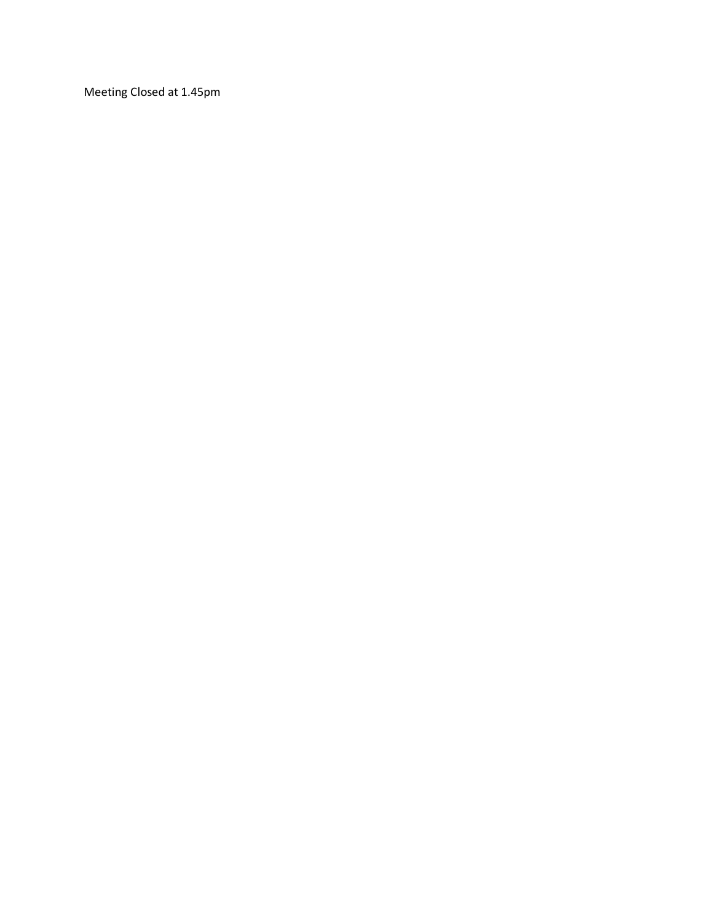Meeting Closed at 1.45pm